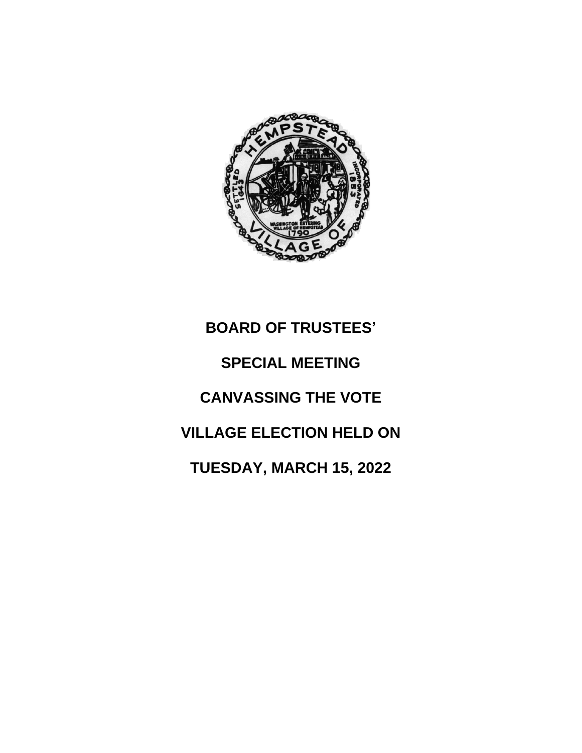# BOARD OF TRUSTEES'

# SPECIAL MEETING

# CANVASSING THE VOTE

# VILLAGE ELECTION HELD ON

# TUESDAY, MARCH 15, 2022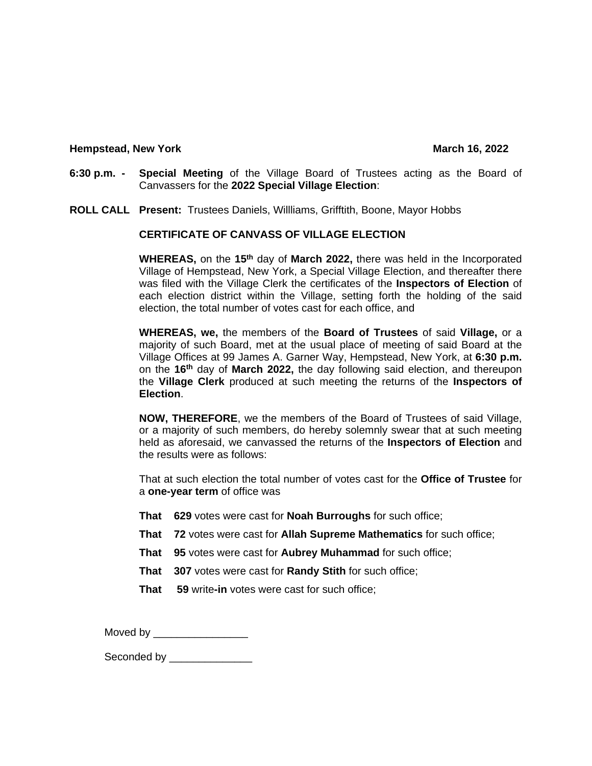**Hempstead, New York** **March 16, 2022**

**6:30 p.m. -** **Special Meeting** of the Village Board of Trustees acting as the Board of Canvassers for the **2022 Special Village Election**:

**ROLL CALL** **Present:** Trustees Daniels, Willliams, Grifftith, Boone, Mayor Hobbs

**CERTIFICATE OF CANVASS OF VILLAGE ELECTION**

**WHEREAS,** on the **15th** day of **March 2022,** there was held in the Incorporated Village of Hempstead, New York, a Special Village Election, and thereafter there was filed with the Village Clerk the certificates of the **Inspectors of Election** of each election district within the Village, setting forth the holding of the said election, the total number of votes cast for each office, and

**WHEREAS, we,** the members of the **Board of Trustees** of said **Village,** or a majority of such Board, met at the usual place of meeting of said Board at the Village Offices at 99 James A. Garner Way, Hempstead, New York, at **6:30 p.m.** on the **16th** day of **March 2022,** the day following said election, and thereupon the **Village Clerk** produced at such meeting the returns of the **Inspectors of Election**.

**NOW, THEREFORE**, we the members of the Board of Trustees of said Village, or a majority of such members, do hereby solemnly swear that at such meeting held as aforesaid, we canvassed the returns of the **Inspectors of Election** and the results were as follows:

That at such election the total number of votes cast for the **Office of Trustee** for a **one-year term** of office was

**That** **629** votes were cast for **Noah Burroughs** for such office;

**That** **72** votes were cast for **Allah Supreme Mathematics** for such office;

**That** **95** votes were cast for **Aubrey Muhammad** for such office;

**That** **307** votes were cast for **Randy Stith** for such office;

**That** **59** write**-in** votes were cast for such office;

Moved by ________________

Seconded by ______________